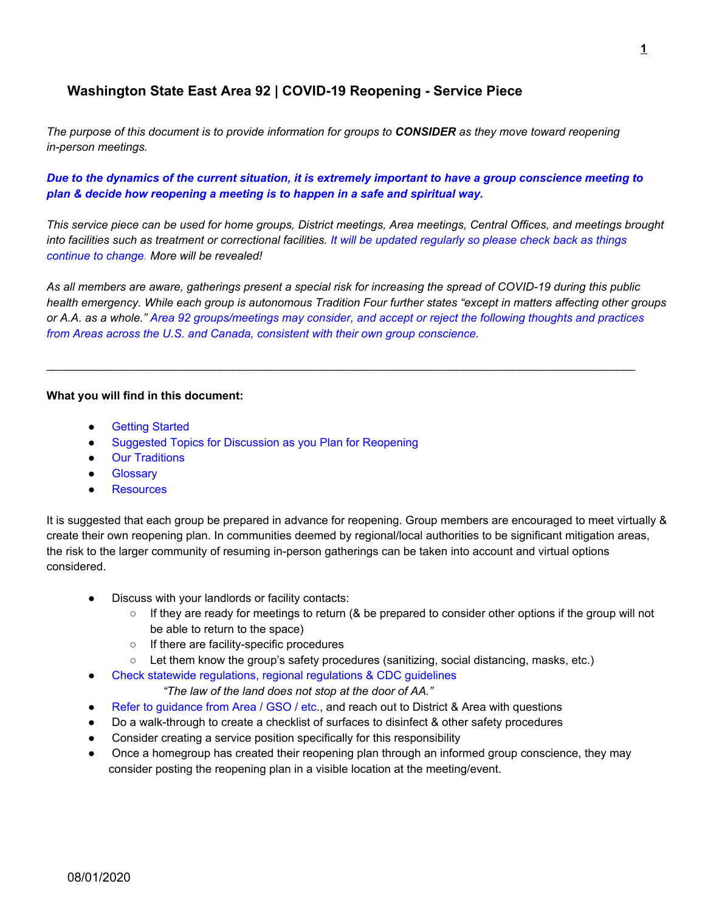# Washington State East Area 92 | COVID-19 Reopening - Service Piece

*The purpose of this document is to provide information for groups to* ***CONSIDER*** *as they move toward reopening in-person meetings.*

***Due to the dynamics of the current situation, it is extremely important to have a group conscience meeting to plan & decide how reopening a meeting is to happen in a safe and spiritual way.***

*This service piece can be used for home groups, District meetings, Area meetings, Central Offices, and meetings brought into facilities such as treatment or correctional facilities. It will be updated regularly so please check back as things continue to change. More will be revealed!*

*As all members are aware, gatherings present a special risk for increasing the spread of COVID-19 during this public health emergency. While each group is autonomous Tradition Four further states "except in matters affecting other groups or A.A. as a whole." Area 92 groups/meetings may consider, and accept or reject the following thoughts and practices from Areas across the U.S. and Canada, consistent with their own group conscience.*

---

**What you will find in this document:**

- Getting Started
- Suggested Topics for Discussion as you Plan for Reopening
- Our Traditions
- Glossary
- Resources

It is suggested that each group be prepared in advance for reopening. Group members are encouraged to meet virtually & create their own reopening plan. In communities deemed by regional/local authorities to be significant mitigation areas, the risk to the larger community of resuming in-person gatherings can be taken into account and virtual options considered.

- Discuss with your landlords or facility contacts:
  - If they are ready for meetings to return (& be prepared to consider other options if the group will not be able to return to the space)
  - If there are facility-specific procedures
  - Let them know the group's safety procedures (sanitizing, social distancing, masks, etc.)
- Check statewide regulations, regional regulations & CDC guidelines

  *"The law of the land does not stop at the door of AA."*
- Refer to guidance from Area / GSO / etc., and reach out to District & Area with questions
- Do a walk-through to create a checklist of surfaces to disinfect & other safety procedures
- Consider creating a service position specifically for this responsibility
- Once a homegroup has created their reopening plan through an informed group conscience, they may consider posting the reopening plan in a visible location at the meeting/event.

08/01/2020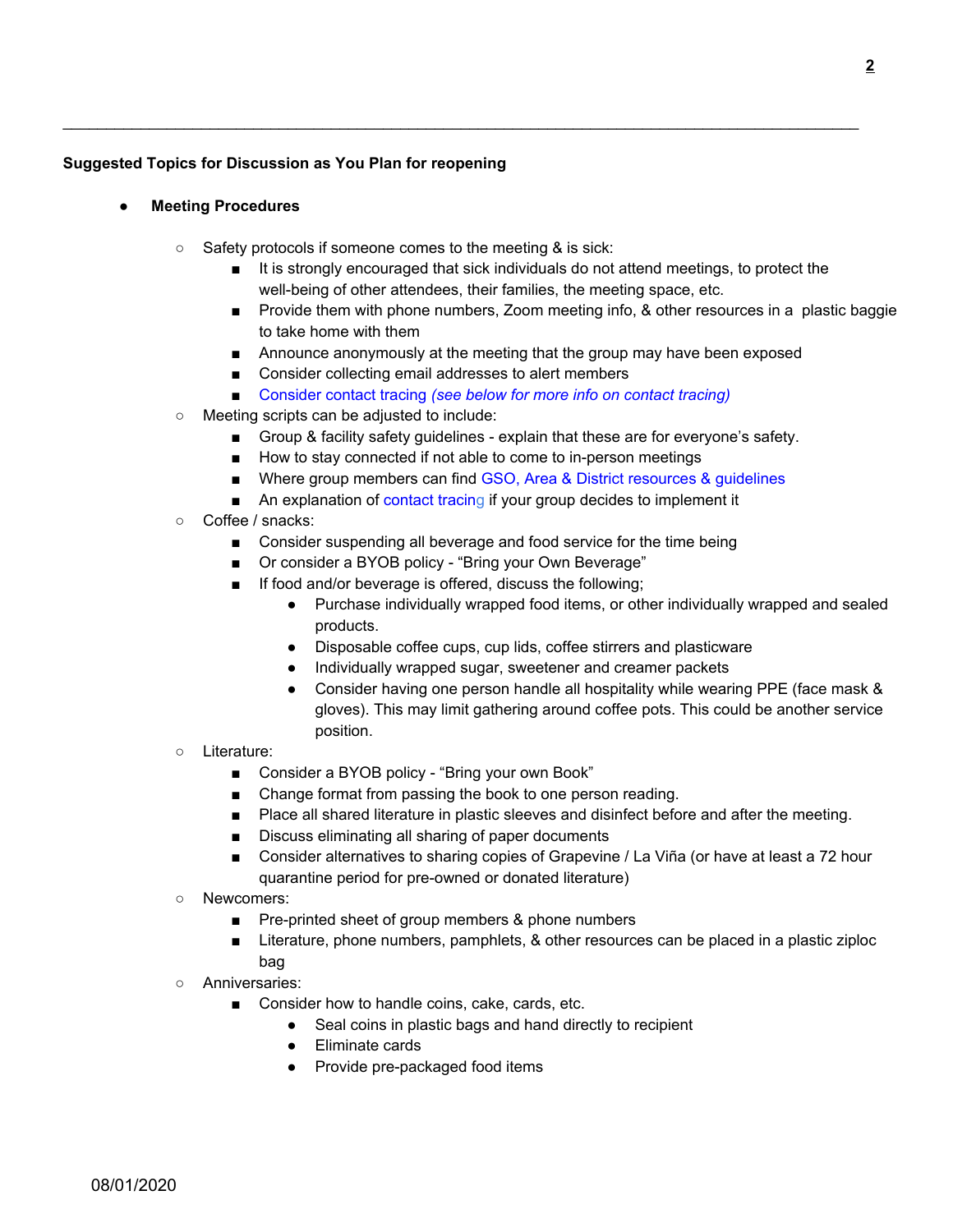**Suggested Topics for Discussion as You Plan for reopening**

- **Meeting Procedures**
    - Safety protocols if someone comes to the meeting & is sick:
        - It is strongly encouraged that sick individuals do not attend meetings, to protect the well-being of other attendees, their families, the meeting space, etc.
        - Provide them with phone numbers, Zoom meeting info, & other resources in a plastic baggie to take home with them
        - Announce anonymously at the meeting that the group may have been exposed
        - Consider collecting email addresses to alert members
        - Consider contact tracing *(see below for more info on contact tracing)*
    - Meeting scripts can be adjusted to include:
        - Group & facility safety guidelines - explain that these are for everyone's safety.
        - How to stay connected if not able to come to in-person meetings
        - Where group members can find GSO, Area & District resources & guidelines
        - An explanation of contact tracing if your group decides to implement it
    - Coffee / snacks:
        - Consider suspending all beverage and food service for the time being
        - Or consider a BYOB policy - "Bring your Own Beverage"
        - If food and/or beverage is offered, discuss the following;
            - Purchase individually wrapped food items, or other individually wrapped and sealed products.
            - Disposable coffee cups, cup lids, coffee stirrers and plasticware
            - Individually wrapped sugar, sweetener and creamer packets
            - Consider having one person handle all hospitality while wearing PPE (face mask & gloves). This may limit gathering around coffee pots. This could be another service position.
    - Literature:
        - Consider a BYOB policy - "Bring your own Book"
        - Change format from passing the book to one person reading.
        - Place all shared literature in plastic sleeves and disinfect before and after the meeting.
        - Discuss eliminating all sharing of paper documents
        - Consider alternatives to sharing copies of Grapevine / La Viña (or have at least a 72 hour quarantine period for pre-owned or donated literature)
    - Newcomers:
        - Pre-printed sheet of group members & phone numbers
        - Literature, phone numbers, pamphlets, & other resources can be placed in a plastic ziploc bag
    - Anniversaries:
        - Consider how to handle coins, cake, cards, etc.
            - Seal coins in plastic bags and hand directly to recipient
            - Eliminate cards
            - Provide pre-packaged food items

08/01/2020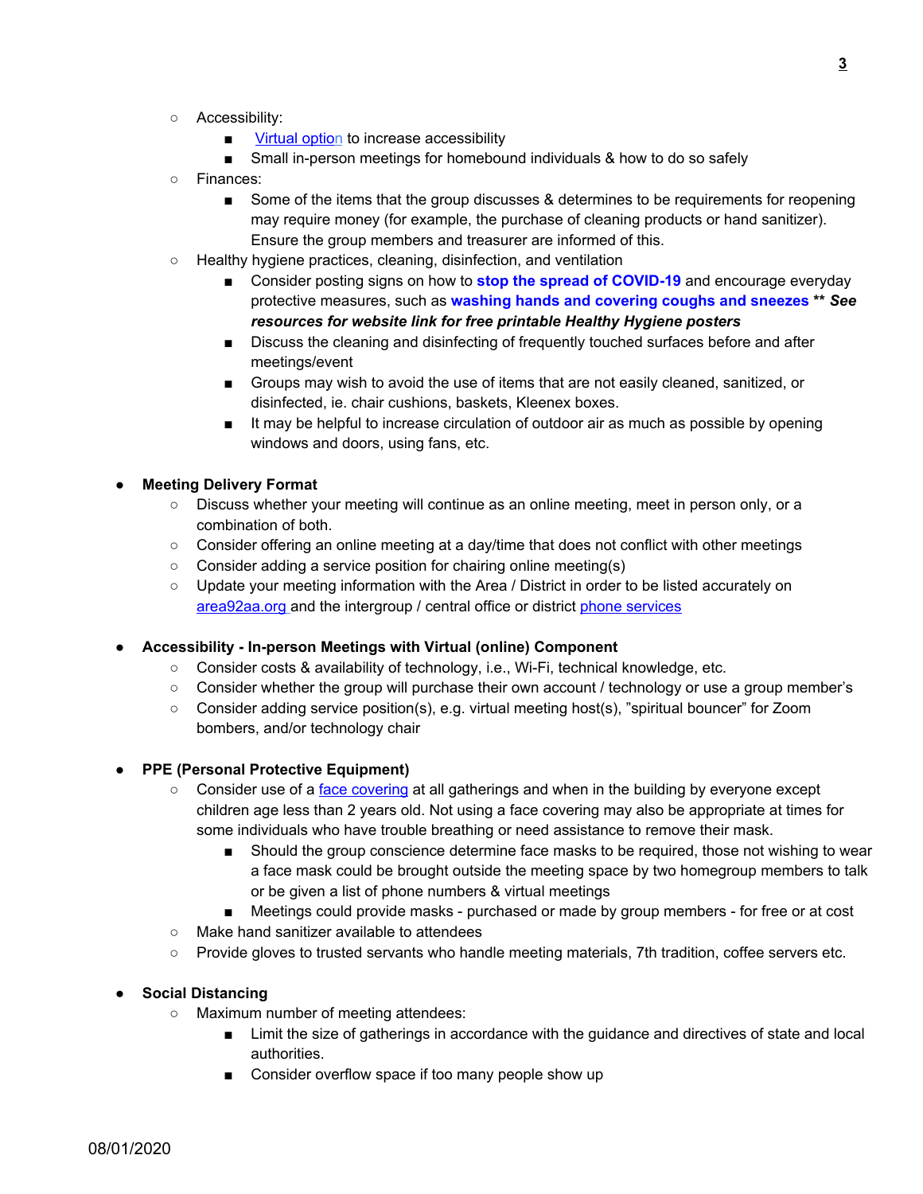- Accessibility:
  - Virtual option to increase accessibility
  - Small in-person meetings for homebound individuals & how to do so safely
- Finances:
  - Some of the items that the group discusses & determines to be requirements for reopening may require money (for example, the purchase of cleaning products or hand sanitizer). Ensure the group members and treasurer are informed of this.
- Healthy hygiene practices, cleaning, disinfection, and ventilation
  - Consider posting signs on how to **stop the spread of COVID-19** and encourage everyday protective measures, such as **washing hands and covering coughs and sneezes** ** ***See resources for website link for free printable Healthy Hygiene posters***
  - Discuss the cleaning and disinfecting of frequently touched surfaces before and after meetings/event
  - Groups may wish to avoid the use of items that are not easily cleaned, sanitized, or disinfected, ie. chair cushions, baskets, Kleenex boxes.
  - It may be helpful to increase circulation of outdoor air as much as possible by opening windows and doors, using fans, etc.

- **Meeting Delivery Format**
  - Discuss whether your meeting will continue as an online meeting, meet in person only, or a combination of both.
  - Consider offering an online meeting at a day/time that does not conflict with other meetings
  - Consider adding a service position for chairing online meeting(s)
  - Update your meeting information with the Area / District in order to be listed accurately on area92aa.org and the intergroup / central office or district phone services

- **Accessibility - In-person Meetings with Virtual (online) Component**
  - Consider costs & availability of technology, i.e., Wi-Fi, technical knowledge, etc.
  - Consider whether the group will purchase their own account / technology or use a group member's
  - Consider adding service position(s), e.g. virtual meeting host(s), "spiritual bouncer" for Zoom bombers, and/or technology chair

- **PPE (Personal Protective Equipment)**
  - Consider use of a face covering at all gatherings and when in the building by everyone except children age less than 2 years old. Not using a face covering may also be appropriate at times for some individuals who have trouble breathing or need assistance to remove their mask.
    - Should the group conscience determine face masks to be required, those not wishing to wear a face mask could be brought outside the meeting space by two homegroup members to talk or be given a list of phone numbers & virtual meetings
    - Meetings could provide masks - purchased or made by group members - for free or at cost
  - Make hand sanitizer available to attendees
  - Provide gloves to trusted servants who handle meeting materials, 7th tradition, coffee servers etc.

- **Social Distancing**
  - Maximum number of meeting attendees:
    - Limit the size of gatherings in accordance with the guidance and directives of state and local authorities.
    - Consider overflow space if too many people show up

08/01/2020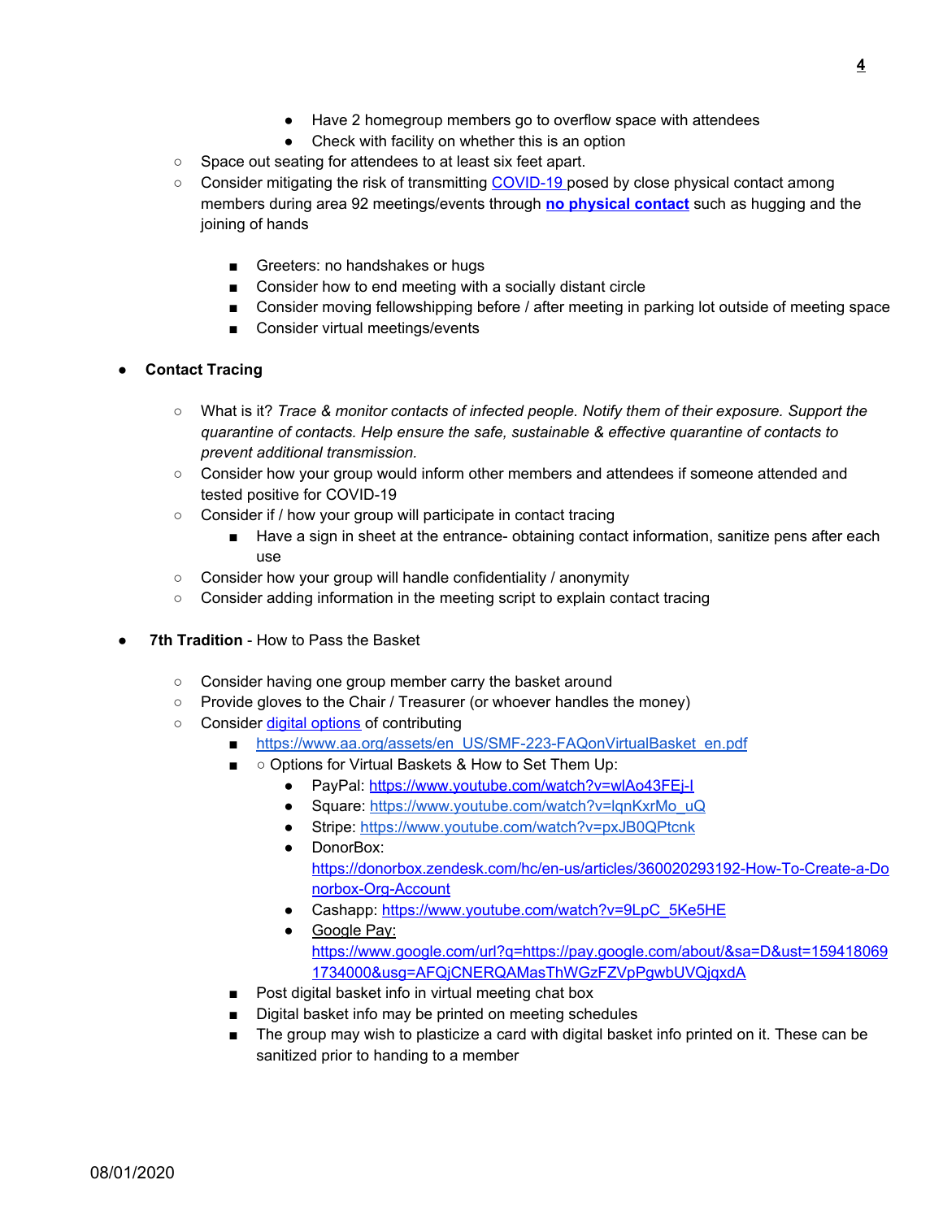- Have 2 homegroup members go to overflow space with attendees
        - Check with facility on whether this is an option
    - Space out seating for attendees to at least six feet apart.
    - Consider mitigating the risk of transmitting COVID-19 posed by close physical contact among members during area 92 meetings/events through **no physical contact** such as hugging and the joining of hands
        - Greeters: no handshakes or hugs
        - Consider how to end meeting with a socially distant circle
        - Consider moving fellowshipping before / after meeting in parking lot outside of meeting space
        - Consider virtual meetings/events

- **Contact Tracing**
    - What is it? *Trace & monitor contacts of infected people. Notify them of their exposure. Support the quarantine of contacts. Help ensure the safe, sustainable & effective quarantine of contacts to prevent additional transmission.*
    - Consider how your group would inform other members and attendees if someone attended and tested positive for COVID-19
    - Consider if / how your group will participate in contact tracing
        - Have a sign in sheet at the entrance- obtaining contact information, sanitize pens after each use
    - Consider how your group will handle confidentiality / anonymity
    - Consider adding information in the meeting script to explain contact tracing

- **7th Tradition** - How to Pass the Basket
    - Consider having one group member carry the basket around
    - Provide gloves to the Chair / Treasurer (or whoever handles the money)
    - Consider digital options of contributing
        - https://www.aa.org/assets/en_US/SMF-223-FAQonVirtualBasket_en.pdf
        - ○ Options for Virtual Baskets & How to Set Them Up:
            - PayPal: https://www.youtube.com/watch?v=wlAo43FEj-I
            - Square: https://www.youtube.com/watch?v=lqnKxrMo_uQ
            - Stripe: https://www.youtube.com/watch?v=pxJB0QPtcnk
            - DonorBox: https://donorbox.zendesk.com/hc/en-us/articles/360020293192-How-To-Create-a-Donorbox-Org-Account
            - Cashapp: https://www.youtube.com/watch?v=9LpC_5Ke5HE
            - Google Pay: https://www.google.com/url?q=https://pay.google.com/about/&sa=D&ust=1594180691734000&usg=AFQjCNERQAMasThWGzFZVpPgwbUVQjqxdA
        - Post digital basket info in virtual meeting chat box
        - Digital basket info may be printed on meeting schedules
        - The group may wish to plasticize a card with digital basket info printed on it. These can be sanitized prior to handing to a member

08/01/2020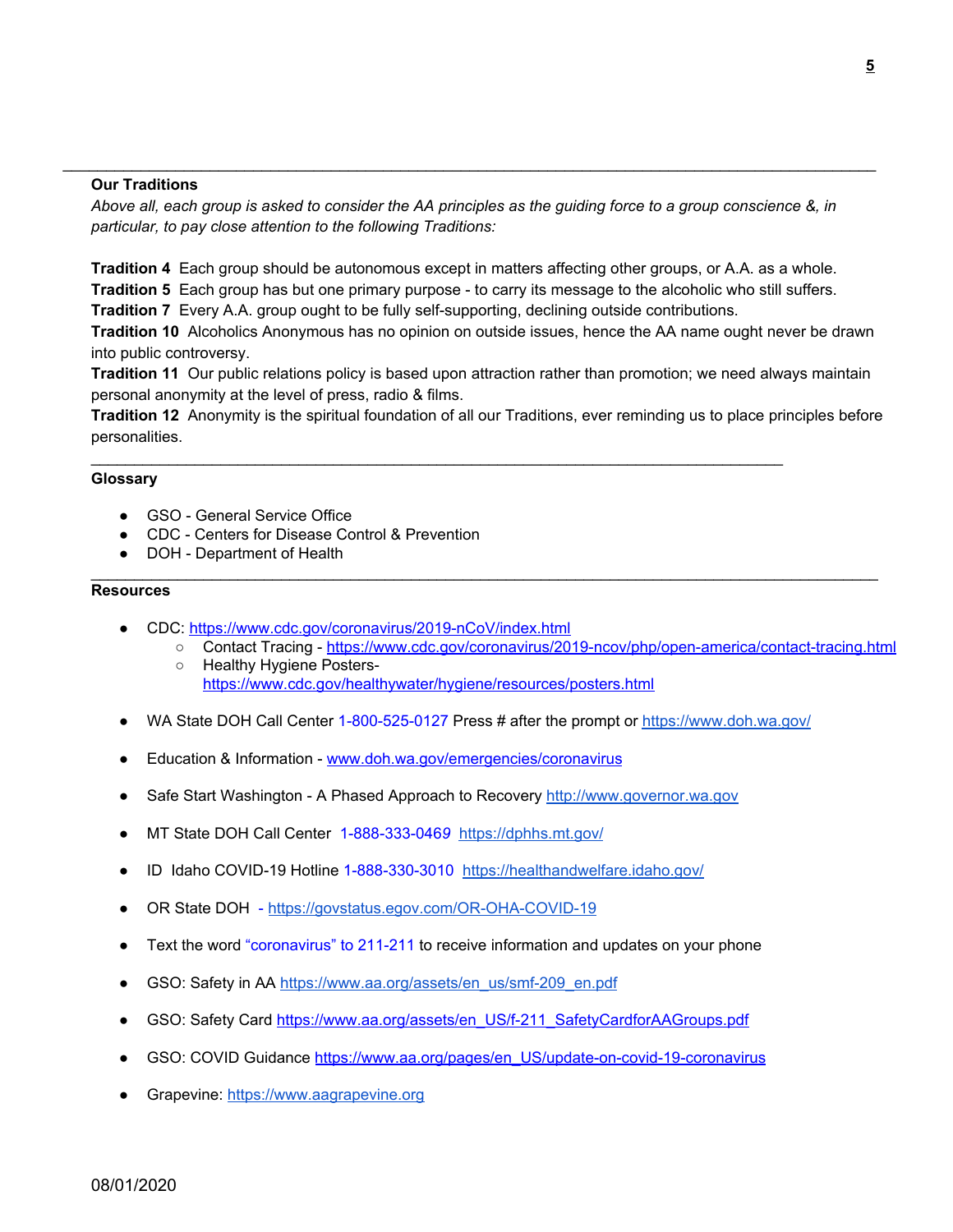## Our Traditions

*Above all, each group is asked to consider the AA principles as the guiding force to a group conscience &, in particular, to pay close attention to the following Traditions:*

**Tradition 4** Each group should be autonomous except in matters affecting other groups, or A.A. as a whole.
**Tradition 5** Each group has but one primary purpose - to carry its message to the alcoholic who still suffers.
**Tradition 7** Every A.A. group ought to be fully self-supporting, declining outside contributions.
**Tradition 10** Alcoholics Anonymous has no opinion on outside issues, hence the AA name ought never be drawn into public controversy.
**Tradition 11** Our public relations policy is based upon attraction rather than promotion; we need always maintain personal anonymity at the level of press, radio & films.
**Tradition 12** Anonymity is the spiritual foundation of all our Traditions, ever reminding us to place principles before personalities.

---

## Glossary

- GSO - General Service Office
- CDC - Centers for Disease Control & Prevention
- DOH - Department of Health

---

## Resources

- CDC: https://www.cdc.gov/coronavirus/2019-nCoV/index.html
  - Contact Tracing - https://www.cdc.gov/coronavirus/2019-ncov/php/open-america/contact-tracing.html
  - Healthy Hygiene Posters- https://www.cdc.gov/healthywater/hygiene/resources/posters.html
- WA State DOH Call Center 1-800-525-0127 Press # after the prompt or https://www.doh.wa.gov/
- Education & Information - www.doh.wa.gov/emergencies/coronavirus
- Safe Start Washington - A Phased Approach to Recovery http://www.governor.wa.gov
- MT State DOH Call Center 1-888-333-0469 https://dphhs.mt.gov/
- ID Idaho COVID-19 Hotline 1-888-330-3010 https://healthandwelfare.idaho.gov/
- OR State DOH - https://govstatus.egov.com/OR-OHA-COVID-19
- Text the word "coronavirus" to 211-211 to receive information and updates on your phone
- GSO: Safety in AA https://www.aa.org/assets/en_us/smf-209_en.pdf
- GSO: Safety Card https://www.aa.org/assets/en_US/f-211_SafetyCardforAAGroups.pdf
- GSO: COVID Guidance https://www.aa.org/pages/en_US/update-on-covid-19-coronavirus
- Grapevine: https://www.aagrapevine.org

08/01/2020